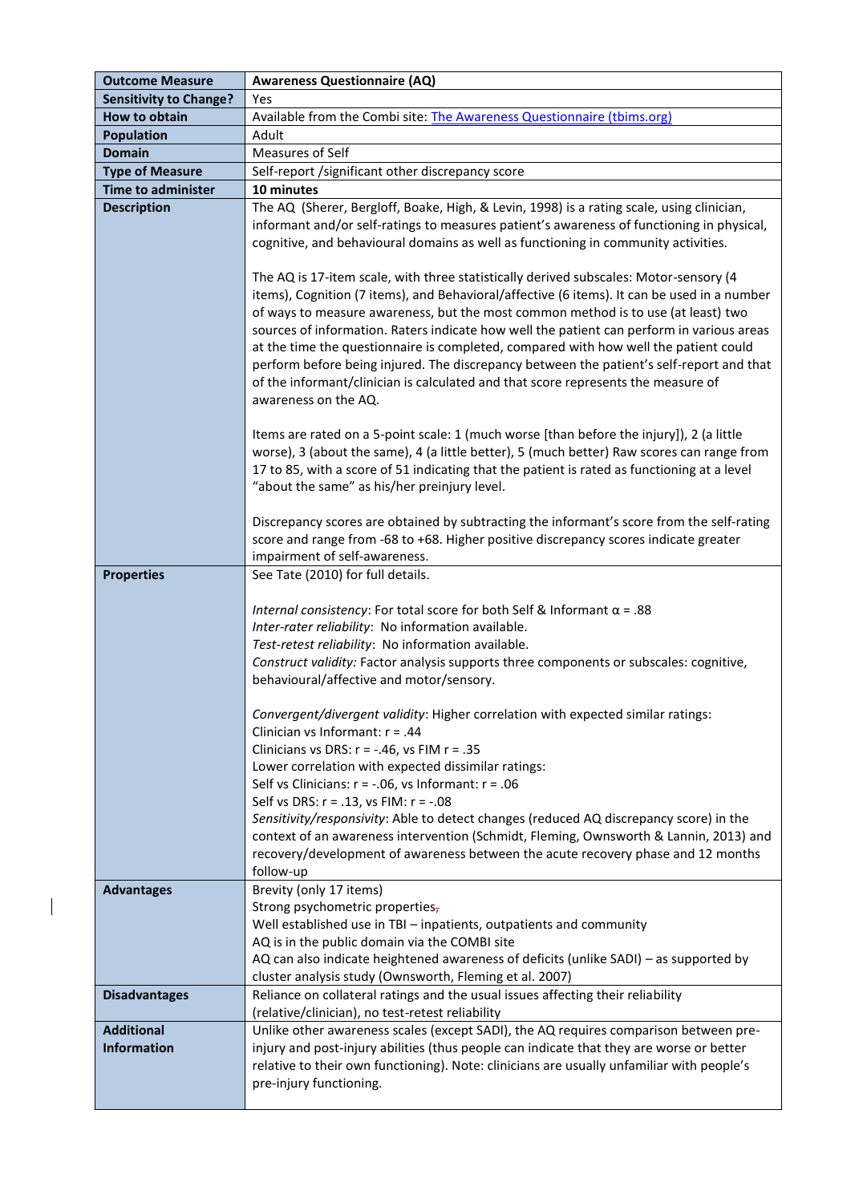| **Outcome Measure** | **Awareness Questionnaire (AQ)** |
|---|---|
| **Sensitivity to Change?** | Yes |
| **How to obtain** | Available from the Combi site: [The Awareness Questionnaire (tbims.org)](https://tbims.org) |
| **Population** | Adult |
| **Domain** | Measures of Self |
| **Type of Measure** | Self-report /significant other discrepancy score |
| **Time to administer** | **10 minutes** |
| **Description** | The AQ (Sherer, Bergloff, Boake, High, & Levin, 1998) is a rating scale, using clinician, informant and/or self-ratings to measures patient's awareness of functioning in physical, cognitive, and behavioural domains as well as functioning in community activities.<br><br>The AQ is 17-item scale, with three statistically derived subscales: Motor-sensory (4 items), Cognition (7 items), and Behavioral/affective (6 items). It can be used in a number of ways to measure awareness, but the most common method is to use (at least) two sources of information. Raters indicate how well the patient can perform in various areas at the time the questionnaire is completed, compared with how well the patient could perform before being injured. The discrepancy between the patient's self-report and that of the informant/clinician is calculated and that score represents the measure of awareness on the AQ.<br><br>Items are rated on a 5-point scale: 1 (much worse [than before the injury]), 2 (a little worse), 3 (about the same), 4 (a little better), 5 (much better) Raw scores can range from 17 to 85, with a score of 51 indicating that the patient is rated as functioning at a level "about the same" as his/her preinjury level.<br><br>Discrepancy scores are obtained by subtracting the informant's score from the self-rating score and range from -68 to +68. Higher positive discrepancy scores indicate greater impairment of self-awareness. |
| **Properties** | See Tate (2010) for full details.<br><br>*Internal consistency*: For total score for both Self & Informant $\alpha$ = .88<br>*Inter-rater reliability*: No information available.<br>*Test-retest reliability*: No information available.<br>*Construct validity:* Factor analysis supports three components or subscales: cognitive, behavioural/affective and motor/sensory.<br><br>*Convergent/divergent validity*: Higher correlation with expected similar ratings:<br>Clinician vs Informant: r = .44<br>Clinicians vs DRS: r = -.46, vs FIM r = .35<br>Lower correlation with expected dissimilar ratings:<br>Self vs Clinicians: r = -.06, vs Informant: r = .06<br>Self vs DRS: r = .13, vs FIM: r = -.08<br>*Sensitivity/responsivity*: Able to detect changes (reduced AQ discrepancy score) in the context of an awareness intervention (Schmidt, Fleming, Ownsworth & Lannin, 2013) and recovery/development of awareness between the acute recovery phase and 12 months follow-up |
| **Advantages** | Brevity (only 17 items)<br>Strong psychometric properties<br>Well established use in TBI – inpatients, outpatients and community<br>AQ is in the public domain via the COMBI site<br>AQ can also indicate heightened awareness of deficits (unlike SADI) – as supported by cluster analysis study (Ownsworth, Fleming et al. 2007) |
| **Disadvantages** | Reliance on collateral ratings and the usual issues affecting their reliability (relative/clinician), no test-retest reliability |
| **Additional Information** | Unlike other awareness scales (except SADI), the AQ requires comparison between pre-injury and post-injury abilities (thus people can indicate that they are worse or better relative to their own functioning). Note: clinicians are usually unfamiliar with people's pre-injury functioning. |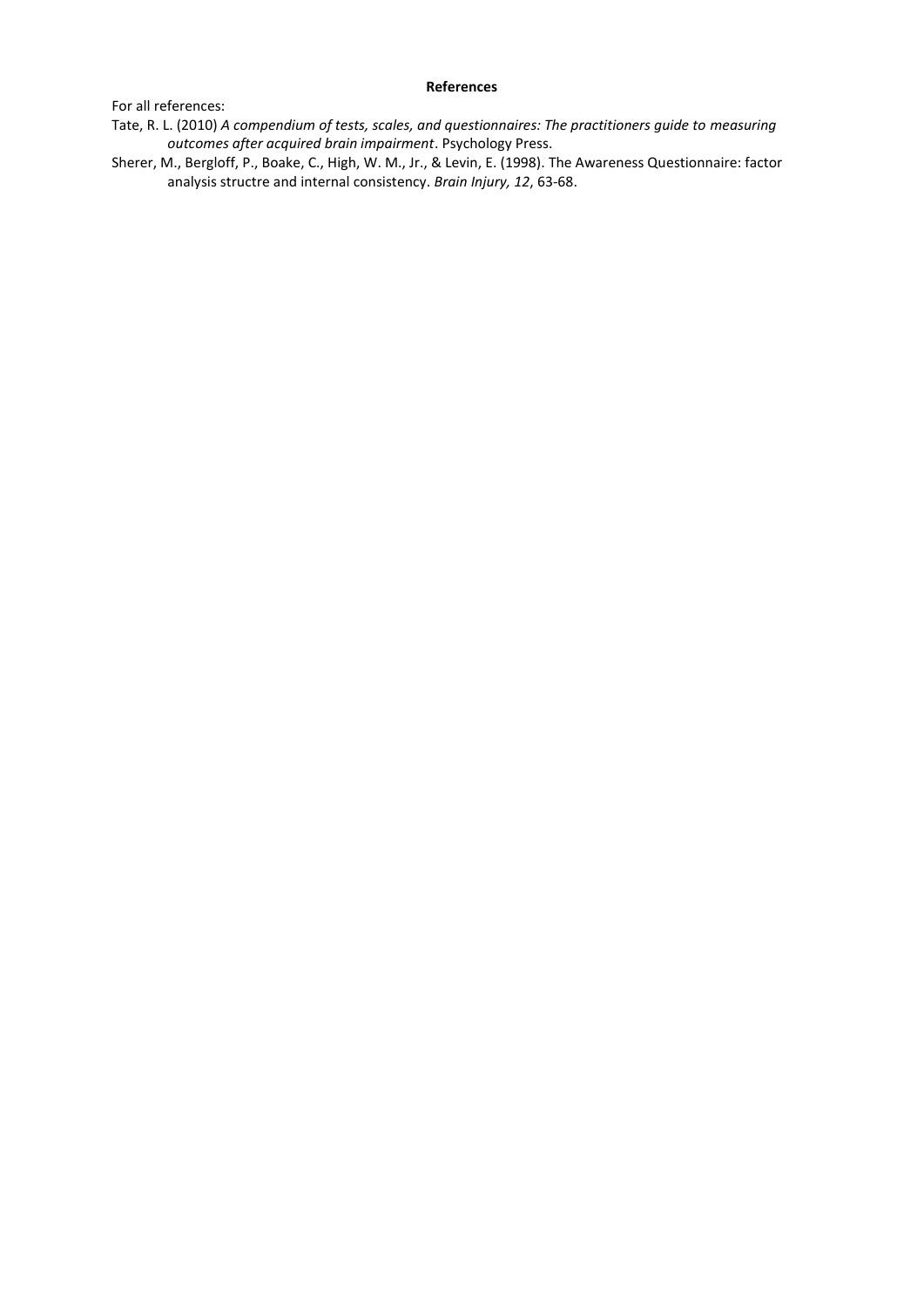**References**

For all references:

Tate, R. L. (2010) *A compendium of tests, scales, and questionnaires: The practitioners guide to measuring outcomes after acquired brain impairment*. Psychology Press.

Sherer, M., Bergloff, P., Boake, C., High, W. M., Jr., & Levin, E. (1998). The Awareness Questionnaire: factor analysis structre and internal consistency. *Brain Injury, 12*, 63-68.